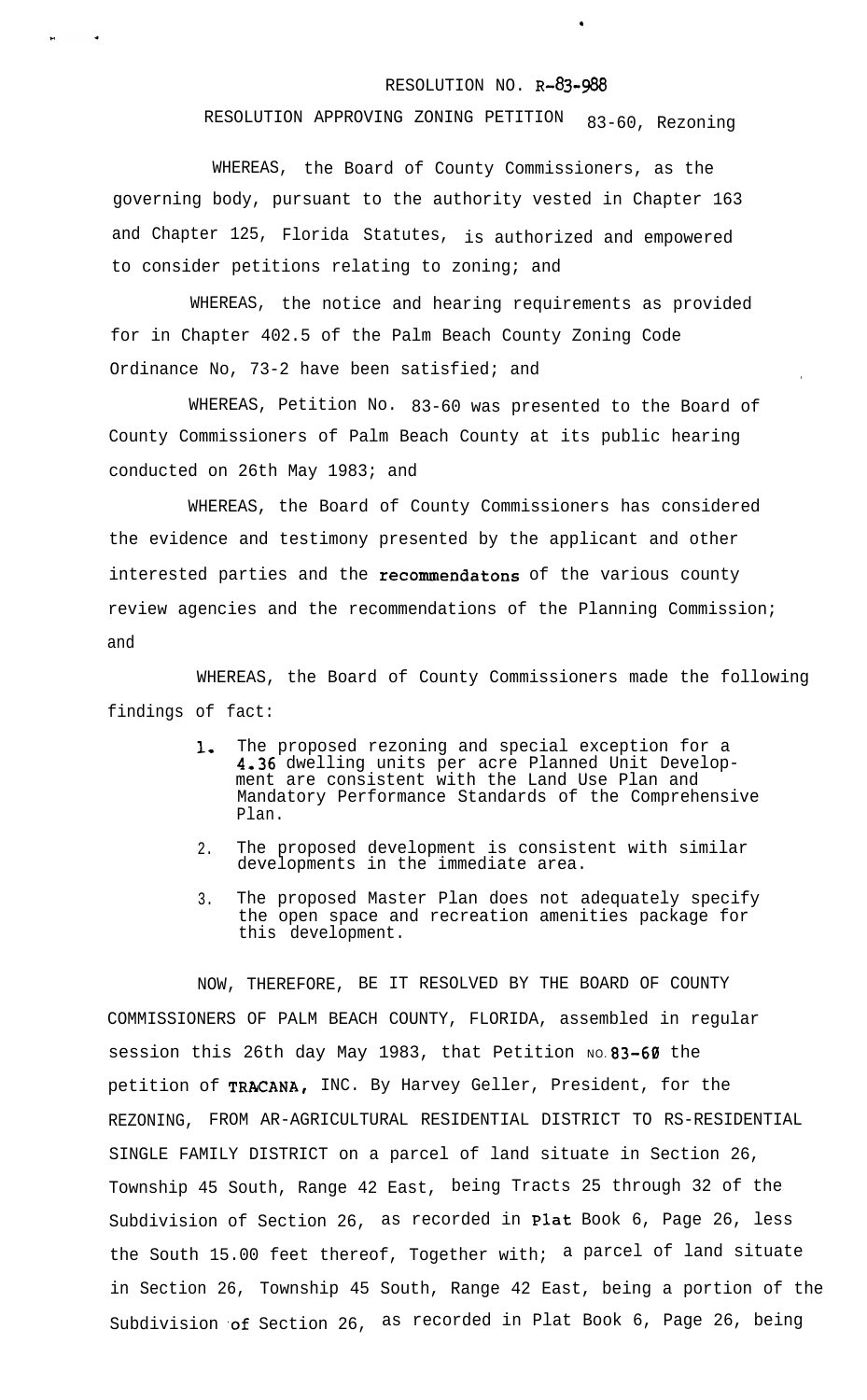RESOLUTION NO. R-83-988

RESOLUTION APPROVING ZONING PETITION 83-60, Rezoning

WHEREAS, the Board of County Commissioners, as the governing body, pursuant to the authority vested in Chapter 163 and Chapter 125, Florida Statutes, is authorized and empowered to consider petitions relating to zoning; and

WHEREAS, the notice and hearing requirements as provided for in Chapter 402.5 of the Palm Beach County Zoning Code Ordinance No, 73-2 have been satisfied; and

WHEREAS, Petition No. 83-60 was presented to the Board of County Commissioners of Palm Beach County at its public hearing conducted on 26th May 1983; and

WHEREAS, the Board of County Commissioners has considered the evidence and testimony presented by the applicant and other interested parties and the recommendatons of the various county review agencies and the recommendations of the Planning Commission; and

WHEREAS, the Board of County Commissioners made the following findings of fact:

1. The proposed rezoning and special exception for a 4.36 dwelling units per acre Planned Unit Development are consistent with the Land Use Plan and Mandatory Performance Standards of the Comprehensive Plan.
2. The proposed development is consistent with similar developments in the immediate area.
3. The proposed Master Plan does not adequately specify the open space and recreation amenities package for this development.

NOW, THEREFORE, BE IT RESOLVED BY THE BOARD OF COUNTY COMMISSIONERS OF PALM BEACH COUNTY, FLORIDA, assembled in regular session this 26th day May 1983, that Petition NO. 83-60 the petition of TRACANA, INC. By Harvey Geller, President, for the REZONING, FROM AR-AGRICULTURAL RESIDENTIAL DISTRICT TO RS-RESIDENTIAL SINGLE FAMILY DISTRICT on a parcel of land situate in Section 26, Township 45 South, Range 42 East, being Tracts 25 through 32 of the Subdivision of Section 26, as recorded in Plat Book 6, Page 26, less the South 15.00 feet thereof, Together with; a parcel of land situate in Section 26, Township 45 South, Range 42 East, being a portion of the Subdivision of Section 26, as recorded in Plat Book 6, Page 26, being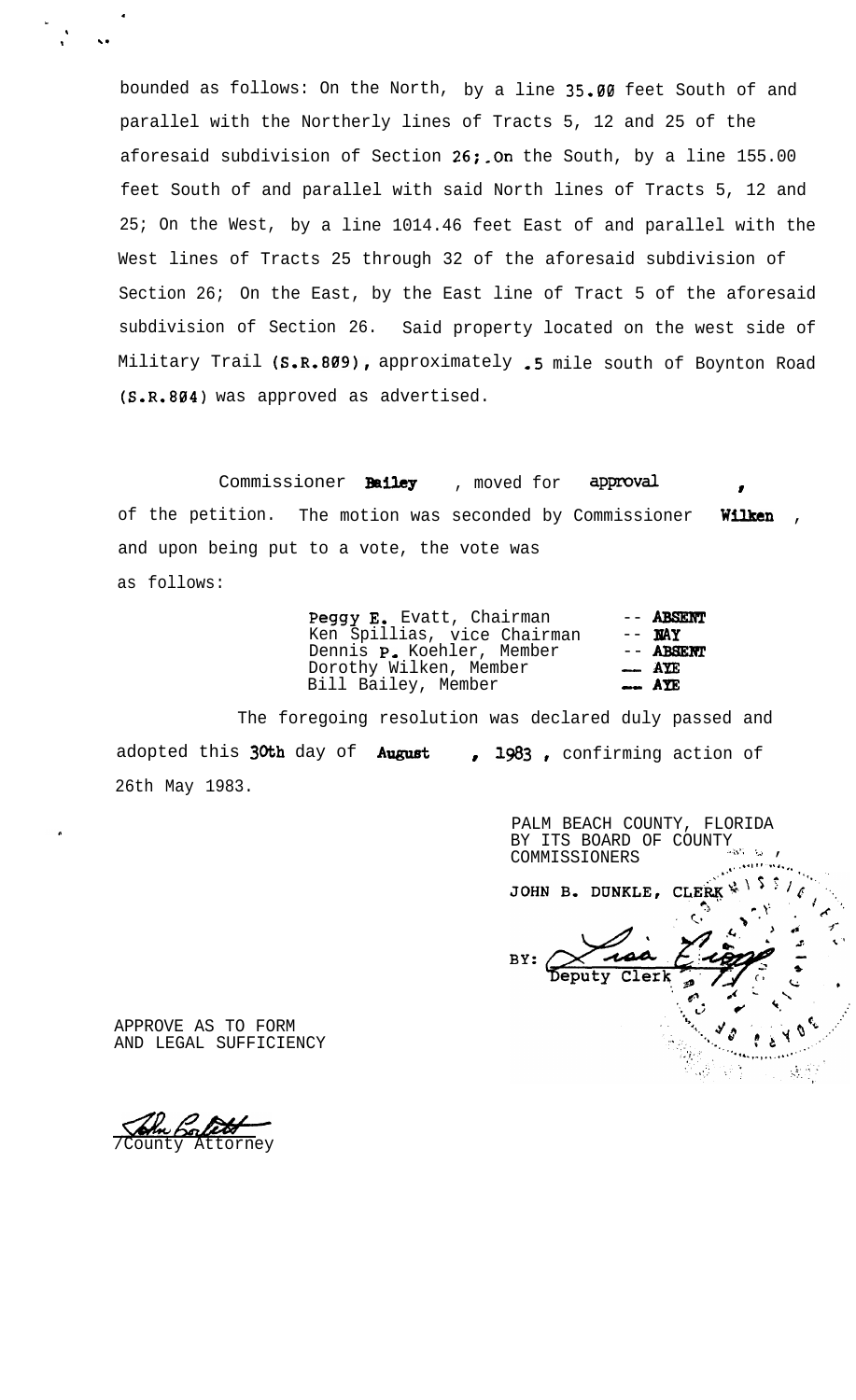bounded as follows: On the North, by a line 35.00 feet South of and parallel with the Northerly lines of Tracts 5, 12 and 25 of the aforesaid subdivision of Section 26; On the South, by a line 155.00 feet South of and parallel with said North lines of Tracts 5, 12 and 25; On the West, by a line 1014.46 feet East of and parallel with the West lines of Tracts 25 through 32 of the aforesaid subdivision of Section 26; On the East, by the East line of Tract 5 of the aforesaid subdivision of Section 26. Said property located on the west side of Military Trail (S.R.809), approximately .5 mile south of Boynton Road (S.R.804) was approved as advertised.

Commissioner **Bailey**, moved for **approval** of the petition. The motion was seconded by Commissioner **Wilken**, and upon being put to a vote, the vote was as follows:

| | |
|---|---|
| Peggy E. Evatt, Chairman | -- **ABSENT** |
| Ken Spillias, vice Chairman | -- **NAY** |
| Dennis P. Koehler, Member | -- **ABSENT** |
| Dorothy Wilken, Member | -- **AYE** |
| Bill Bailey, Member | -- **AYE** |

The foregoing resolution was declared duly passed and adopted this **30th** day of **August**, **1983**, confirming action of 26th May 1983.

PALM BEACH COUNTY, FLORIDA
BY ITS BOARD OF COUNTY
COMMISSIONERS

JOHN B. DUNKLE, CLERK

BY: Deputy Clerk

APPROVE AS TO FORM
AND LEGAL SUFFICIENCY

County Attorney